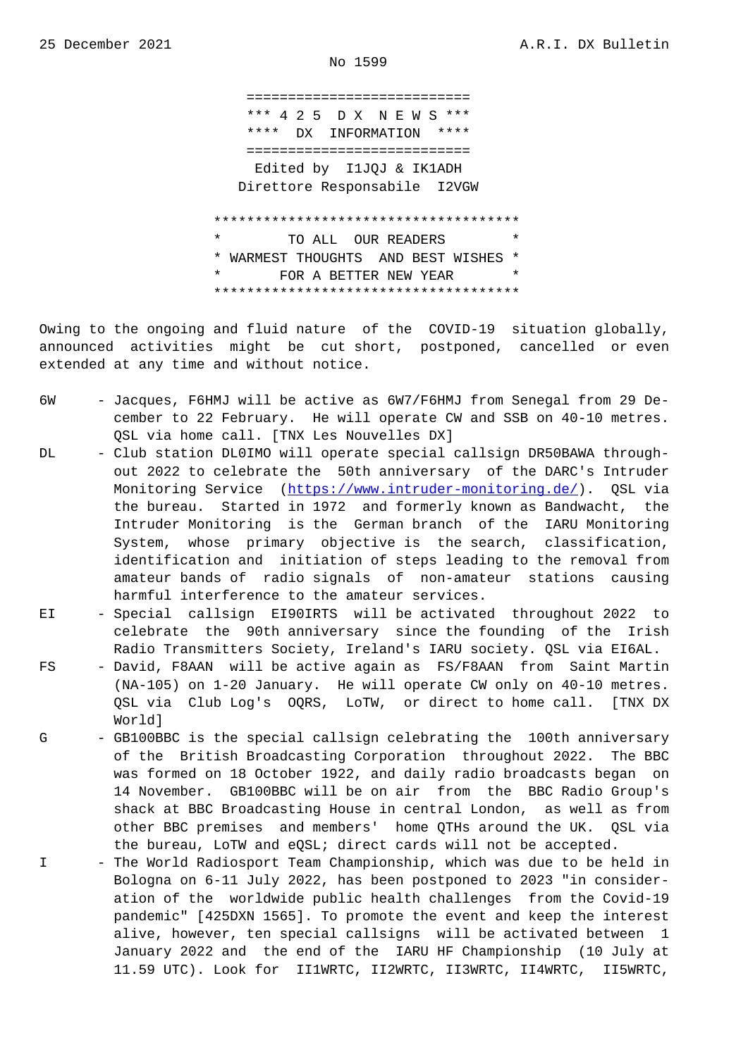25 December 2021 A.R.I. DX Bulletin

No 1599

```
===========================
*** 4 2 5  D X  N E W S ***
****  DX  INFORMATION  ****
===========================
 Edited by  I1JQJ & IK1ADH
Direttore Responsabile  I2VGW
```

```
*************************************
*        TO ALL  OUR READERS        *
* WARMEST THOUGHTS  AND BEST WISHES *
*       FOR A BETTER NEW YEAR       *
*************************************
```

Owing to the ongoing and fluid nature of the COVID-19 situation globally, announced activities might be cut short, postponed, cancelled or even extended at any time and without notice.

- 6W - Jacques, F6HMJ will be active as 6W7/F6HMJ from Senegal from 29 December to 22 February. He will operate CW and SSB on 40-10 metres. QSL via home call. [TNX Les Nouvelles DX]
- DL - Club station DL0IMO will operate special callsign DR50BAWA throughout 2022 to celebrate the 50th anniversary of the DARC's Intruder Monitoring Service (https://www.intruder-monitoring.de/). QSL via the bureau. Started in 1972 and formerly known as Bandwacht, the Intruder Monitoring is the German branch of the IARU Monitoring System, whose primary objective is the search, classification, identification and initiation of steps leading to the removal from amateur bands of radio signals of non-amateur stations causing harmful interference to the amateur services.
- EI - Special callsign EI90IRTS will be activated throughout 2022 to celebrate the 90th anniversary since the founding of the Irish Radio Transmitters Society, Ireland's IARU society. QSL via EI6AL.
- FS - David, F8AAN will be active again as FS/F8AAN from Saint Martin (NA-105) on 1-20 January. He will operate CW only on 40-10 metres. QSL via Club Log's OQRS, LoTW, or direct to home call. [TNX DX World]
- G - GB100BBC is the special callsign celebrating the 100th anniversary of the British Broadcasting Corporation throughout 2022. The BBC was formed on 18 October 1922, and daily radio broadcasts began on 14 November. GB100BBC will be on air from the BBC Radio Group's shack at BBC Broadcasting House in central London, as well as from other BBC premises and members' home QTHs around the UK. QSL via the bureau, LoTW and eQSL; direct cards will not be accepted.
- I - The World Radiosport Team Championship, which was due to be held in Bologna on 6-11 July 2022, has been postponed to 2023 "in consideration of the worldwide public health challenges from the Covid-19 pandemic" [425DXN 1565]. To promote the event and keep the interest alive, however, ten special callsigns will be activated between 1 January 2022 and the end of the IARU HF Championship (10 July at 11.59 UTC). Look for II1WRTC, II2WRTC, II3WRTC, II4WRTC, II5WRTC,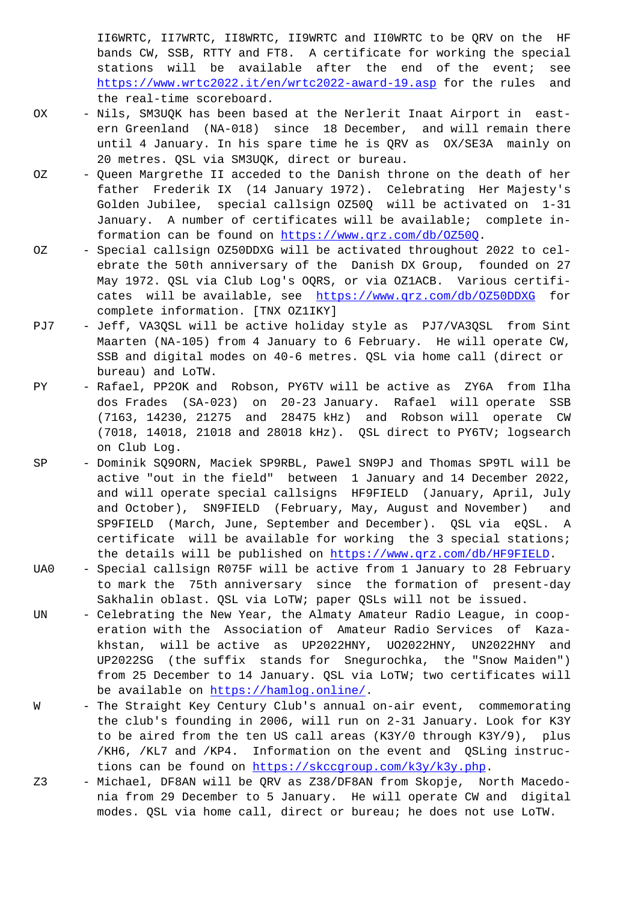II6WRTC, II7WRTC, II8WRTC, II9WRTC and II0WRTC to be QRV on the HF bands CW, SSB, RTTY and FT8. A certificate for working the special stations will be available after the end of the event; see https://www.wrtc2022.it/en/wrtc2022-award-19.asp for the rules and the real-time scoreboard.

OX - Nils, SM3UQK has been based at the Nerlerit Inaat Airport in eastern Greenland (NA-018) since 18 December, and will remain there until 4 January. In his spare time he is QRV as OX/SE3A mainly on 20 metres. QSL via SM3UQK, direct or bureau.

OZ - Queen Margrethe II acceded to the Danish throne on the death of her father Frederik IX (14 January 1972). Celebrating Her Majesty's Golden Jubilee, special callsign OZ50Q will be activated on 1-31 January. A number of certificates will be available; complete information can be found on https://www.qrz.com/db/OZ50Q.

OZ - Special callsign OZ50DDXG will be activated throughout 2022 to celebrate the 50th anniversary of the Danish DX Group, founded on 27 May 1972. QSL via Club Log's OQRS, or via OZ1ACB. Various certificates will be available, see https://www.qrz.com/db/OZ50DDXG for complete information. [TNX OZ1IKY]

PJ7 - Jeff, VA3QSL will be active holiday style as PJ7/VA3QSL from Sint Maarten (NA-105) from 4 January to 6 February. He will operate CW, SSB and digital modes on 40-6 metres. QSL via home call (direct or bureau) and LoTW.

PY - Rafael, PP2OK and Robson, PY6TV will be active as ZY6A from Ilha dos Frades (SA-023) on 20-23 January. Rafael will operate SSB (7163, 14230, 21275 and 28475 kHz) and Robson will operate CW (7018, 14018, 21018 and 28018 kHz). QSL direct to PY6TV; logsearch on Club Log.

SP - Dominik SQ9ORN, Maciek SP9RBL, Pawel SN9PJ and Thomas SP9TL will be active "out in the field" between 1 January and 14 December 2022, and will operate special callsigns HF9FIELD (January, April, July and October), SN9FIELD (February, May, August and November) and SP9FIELD (March, June, September and December). QSL via eQSL. A certificate will be available for working the 3 special stations; the details will be published on https://www.qrz.com/db/HF9FIELD.

UA0 - Special callsign R075F will be active from 1 January to 28 February to mark the 75th anniversary since the formation of present-day Sakhalin oblast. QSL via LoTW; paper QSLs will not be issued.

UN - Celebrating the New Year, the Almaty Amateur Radio League, in cooperation with the Association of Amateur Radio Services of Kazakhstan, will be active as UP2022HNY, UO2022HNY, UN2022HNY and UP2022SG (the suffix stands for Snegurochka, the "Snow Maiden") from 25 December to 14 January. QSL via LoTW; two certificates will be available on https://hamlog.online/.

W - The Straight Key Century Club's annual on-air event, commemorating the club's founding in 2006, will run on 2-31 January. Look for K3Y to be aired from the ten US call areas (K3Y/0 through K3Y/9), plus /KH6, /KL7 and /KP4. Information on the event and QSLing instructions can be found on https://skccgroup.com/k3y/k3y.php.

Z3 - Michael, DF8AN will be QRV as Z38/DF8AN from Skopje, North Macedonia from 29 December to 5 January. He will operate CW and digital modes. QSL via home call, direct or bureau; he does not use LoTW.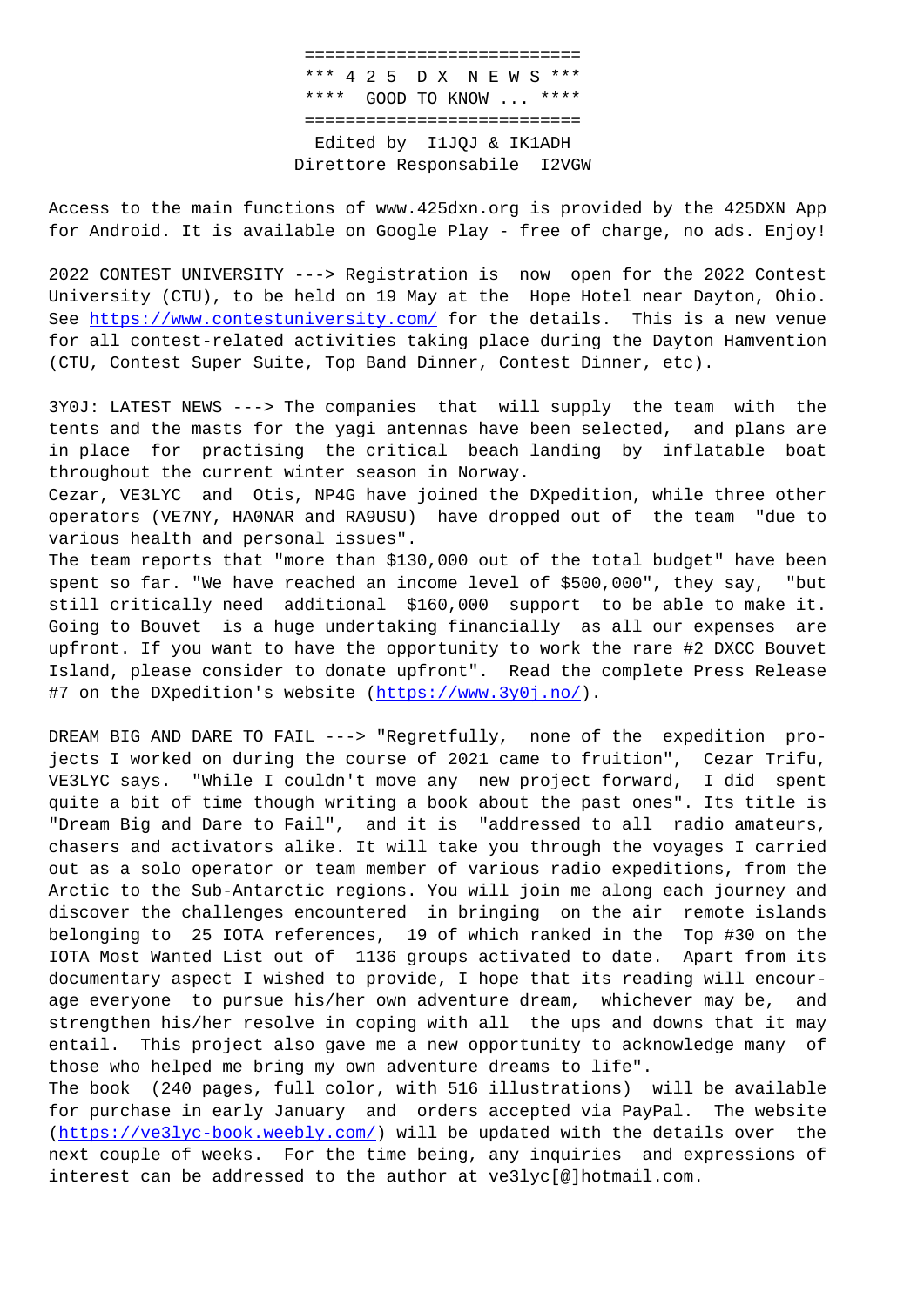===========================
*** 4 2 5 D X N E W S ***
**** GOOD TO KNOW ... ****
===========================

Edited by I1JQJ & IK1ADH
Direttore Responsabile I2VGW

Access to the main functions of www.425dxn.org is provided by the 425DXN App for Android. It is available on Google Play - free of charge, no ads. Enjoy!

2022 CONTEST UNIVERSITY ---> Registration is now open for the 2022 Contest University (CTU), to be held on 19 May at the Hope Hotel near Dayton, Ohio. See https://www.contestuniversity.com/ for the details. This is a new venue for all contest-related activities taking place during the Dayton Hamvention (CTU, Contest Super Suite, Top Band Dinner, Contest Dinner, etc).

3Y0J: LATEST NEWS ---> The companies that will supply the team with the tents and the masts for the yagi antennas have been selected, and plans are in place for practising the critical beach landing by inflatable boat throughout the current winter season in Norway.
Cezar, VE3LYC and Otis, NP4G have joined the DXpedition, while three other operators (VE7NY, HA0NAR and RA9USU) have dropped out of the team "due to various health and personal issues".
The team reports that "more than $130,000 out of the total budget" have been spent so far. "We have reached an income level of $500,000", they say, "but still critically need additional $160,000 support to be able to make it. Going to Bouvet is a huge undertaking financially as all our expenses are upfront. If you want to have the opportunity to work the rare #2 DXCC Bouvet Island, please consider to donate upfront". Read the complete Press Release #7 on the DXpedition's website (https://www.3y0j.no/).

DREAM BIG AND DARE TO FAIL ---> "Regretfully, none of the expedition projects I worked on during the course of 2021 came to fruition", Cezar Trifu, VE3LYC says. "While I couldn't move any new project forward, I did spent quite a bit of time though writing a book about the past ones". Its title is "Dream Big and Dare to Fail", and it is "addressed to all radio amateurs, chasers and activators alike. It will take you through the voyages I carried out as a solo operator or team member of various radio expeditions, from the Arctic to the Sub-Antarctic regions. You will join me along each journey and discover the challenges encountered in bringing on the air remote islands belonging to 25 IOTA references, 19 of which ranked in the Top #30 on the IOTA Most Wanted List out of 1136 groups activated to date. Apart from its documentary aspect I wished to provide, I hope that its reading will encourage everyone to pursue his/her own adventure dream, whichever may be, and strengthen his/her resolve in coping with all the ups and downs that it may entail. This project also gave me a new opportunity to acknowledge many of those who helped me bring my own adventure dreams to life".
The book (240 pages, full color, with 516 illustrations) will be available for purchase in early January and orders accepted via PayPal. The website (https://ve3lyc-book.weebly.com/) will be updated with the details over the next couple of weeks. For the time being, any inquiries and expressions of interest can be addressed to the author at ve3lyc[@]hotmail.com.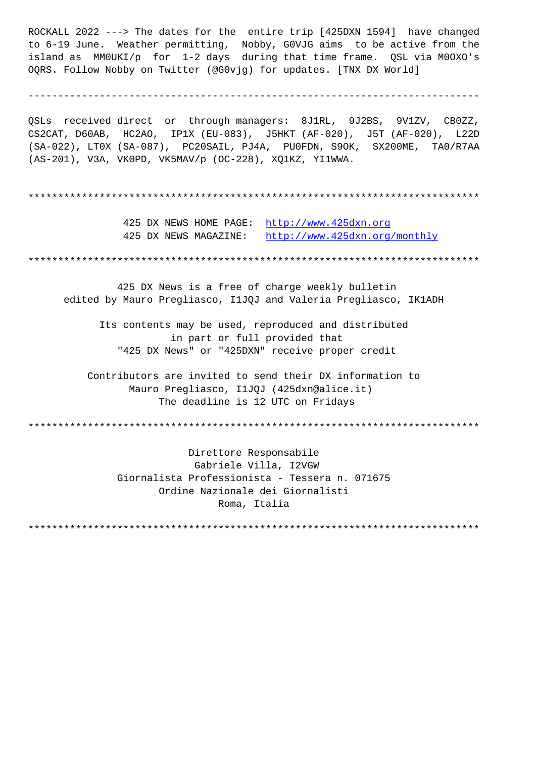ROCKALL 2022 ---> The dates for the entire trip [425DXN 1594] have changed to 6-19 June. Weather permitting, Nobby, G0VJG aims to be active from the island as MM0UKI/p for 1-2 days during that time frame. QSL via M0OXO's OQRS. Follow Nobby on Twitter (@G0vjg) for updates. [TNX DX World]

---

QSLs received direct or through managers: 8J1RL, 9J2BS, 9V1ZV, CB0ZZ, CS2CAT, D60AB, HC2AO, IP1X (EU-083), J5HKT (AF-020), J5T (AF-020), L22D (SA-022), LT0X (SA-087), PC20SAIL, PJ4A, PU0FDN, S9OK, SX200ME, TA0/R7AA (AS-201), V3A, VK0PD, VK5MAV/p (OC-228), XQ1KZ, YI1WWA.

******************************************************************************

425 DX NEWS HOME PAGE: http://www.425dxn.org
425 DX NEWS MAGAZINE: http://www.425dxn.org/monthly

******************************************************************************

425 DX News is a free of charge weekly bulletin
edited by Mauro Pregliasco, I1JQJ and Valeria Pregliasco, IK1ADH

Its contents may be used, reproduced and distributed
in part or full provided that
"425 DX News" or "425DXN" receive proper credit

Contributors are invited to send their DX information to
Mauro Pregliasco, I1JQJ (425dxn@alice.it)
The deadline is 12 UTC on Fridays

******************************************************************************

Direttore Responsabile
Gabriele Villa, I2VGW
Giornalista Professionista - Tessera n. 071675
Ordine Nazionale dei Giornalisti
Roma, Italia

******************************************************************************